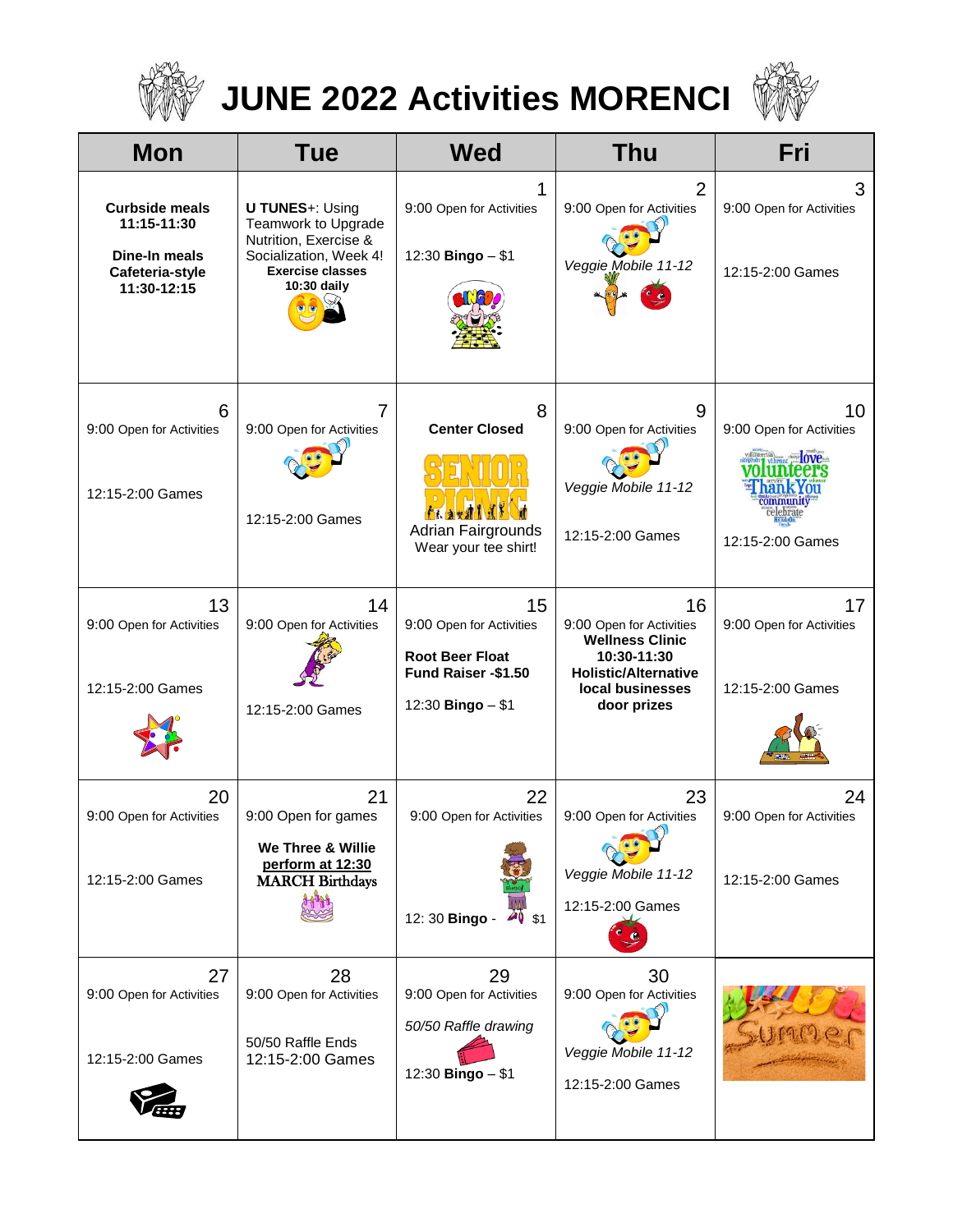# JUNE 2022 Activities MORENCI

| Mon | Tue | Wed | Thu | Fri |
|---|---|---|---|---|
| **Curbside meals 11:15-11:30**<br><br>**Dine-In meals Cafeteria-style 11:30-12:15** | **U TUNES**+: Using Teamwork to Upgrade Nutrition, Exercise & Socialization, Week 4!<br>**Exercise classes 10:30 daily** | 1<br>9:00 Open for Activities<br><br>12:30 **Bingo** – $1 | 2<br>9:00 Open for Activities<br><br>*Veggie Mobile 11-12* | 3<br>9:00 Open for Activities<br><br>12:15-2:00 Games |
| 6<br>9:00 Open for Activities<br><br>12:15-2:00 Games | 7<br>9:00 Open for Activities<br><br>12:15-2:00 Games | 8<br>**Center Closed**<br>SENIOR PICNIC<br>Adrian Fairgrounds<br>Wear your tee shirt! | 9<br>9:00 Open for Activities<br><br>*Veggie Mobile 11-12*<br><br>12:15-2:00 Games | 10<br>9:00 Open for Activities<br><br>12:15-2:00 Games |
| 13<br>9:00 Open for Activities<br><br>12:15-2:00 Games | 14<br>9:00 Open for Activities<br><br>12:15-2:00 Games | 15<br>9:00 Open for Activities<br><br>**Root Beer Float Fund Raiser -$1.50**<br><br>12:30 **Bingo** – $1 | 16<br>9:00 Open for Activities<br>**Wellness Clinic 10:30-11:30 Holistic/Alternative local businesses door prizes** | 17<br>9:00 Open for Activities<br><br>12:15-2:00 Games |
| 20<br>9:00 Open for Activities<br><br>12:15-2:00 Games | 21<br>9:00 Open for games<br><br>**We Three & Willie <u>perform at 12:30</u> MARCH Birthdays** | 22<br>9:00 Open for Activities<br><br>12: 30 **Bingo** - $1 | 23<br>9:00 Open for Activities<br><br>*Veggie Mobile 11-12*<br><br>12:15-2:00 Games | 24<br>9:00 Open for Activities<br><br>12:15-2:00 Games |
| 27<br>9:00 Open for Activities<br><br>12:15-2:00 Games | 28<br>9:00 Open for Activities<br><br>50/50 Raffle Ends<br>12:15-2:00 Games | 29<br>9:00 Open for Activities<br><br>*50/50 Raffle drawing*<br><br>12:30 **Bingo** – $1 | 30<br>9:00 Open for Activities<br><br>*Veggie Mobile 11-12*<br><br>12:15-2:00 Games | |